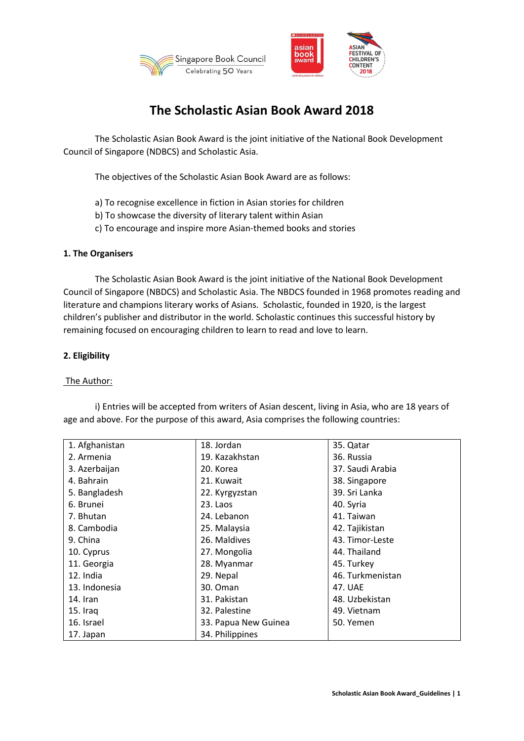# The Scholastic Asian Book Award 2018

The Scholastic Asian Book Award is the joint initiative of the National Book Development Council of Singapore (NDBCS) and Scholastic Asia.

The objectives of the Scholastic Asian Book Award are as follows:

a) To recognise excellence in fiction in Asian stories for children
b) To showcase the diversity of literary talent within Asian
c) To encourage and inspire more Asian-themed books and stories

**1. The Organisers**

The Scholastic Asian Book Award is the joint initiative of the National Book Development Council of Singapore (NBDCS) and Scholastic Asia. The NBDCS founded in 1968 promotes reading and literature and champions literary works of Asians. Scholastic, founded in 1920, is the largest children's publisher and distributor in the world. Scholastic continues this successful history by remaining focused on encouraging children to learn to read and love to learn.

**2. Eligibility**

The Author:

i) Entries will be accepted from writers of Asian descent, living in Asia, who are 18 years of age and above. For the purpose of this award, Asia comprises the following countries:

| | | |
|---|---|---|
| 1. Afghanistan | 18. Jordan | 35. Qatar |
| 2. Armenia | 19. Kazakhstan | 36. Russia |
| 3. Azerbaijan | 20. Korea | 37. Saudi Arabia |
| 4. Bahrain | 21. Kuwait | 38. Singapore |
| 5. Bangladesh | 22. Kyrgyzstan | 39. Sri Lanka |
| 6. Brunei | 23. Laos | 40. Syria |
| 7. Bhutan | 24. Lebanon | 41. Taiwan |
| 8. Cambodia | 25. Malaysia | 42. Tajikistan |
| 9. China | 26. Maldives | 43. Timor-Leste |
| 10. Cyprus | 27. Mongolia | 44. Thailand |
| 11. Georgia | 28. Myanmar | 45. Turkey |
| 12. India | 29. Nepal | 46. Turkmenistan |
| 13. Indonesia | 30. Oman | 47. UAE |
| 14. Iran | 31. Pakistan | 48. Uzbekistan |
| 15. Iraq | 32. Palestine | 49. Vietnam |
| 16. Israel | 33. Papua New Guinea | 50. Yemen |
| 17. Japan | 34. Philippines | |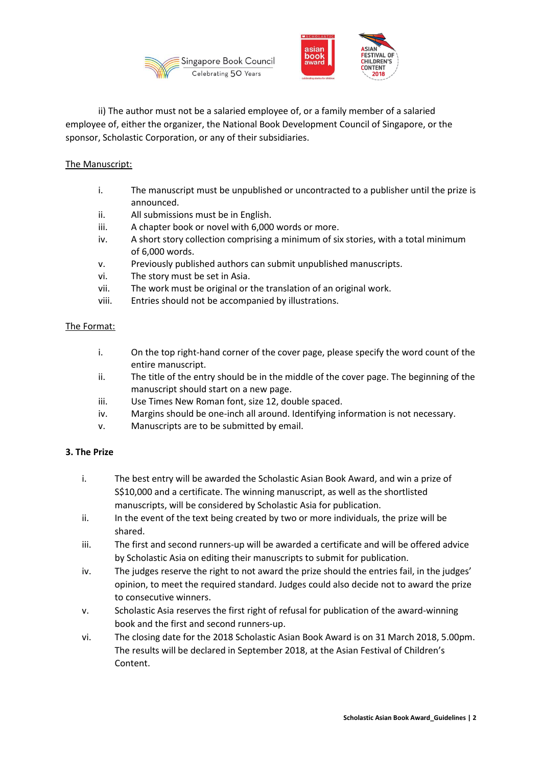ii) The author must not be a salaried employee of, or a family member of a salaried employee of, either the organizer, the National Book Development Council of Singapore, or the sponsor, Scholastic Corporation, or any of their subsidiaries.

<u>The Manuscript:</u>

i. The manuscript must be unpublished or uncontracted to a publisher until the prize is announced.
ii. All submissions must be in English.
iii. A chapter book or novel with 6,000 words or more.
iv. A short story collection comprising a minimum of six stories, with a total minimum of 6,000 words.
v. Previously published authors can submit unpublished manuscripts.
vi. The story must be set in Asia.
vii. The work must be original or the translation of an original work.
viii. Entries should not be accompanied by illustrations.

<u>The Format:</u>

i. On the top right-hand corner of the cover page, please specify the word count of the entire manuscript.
ii. The title of the entry should be in the middle of the cover page. The beginning of the manuscript should start on a new page.
iii. Use Times New Roman font, size 12, double spaced.
iv. Margins should be one-inch all around. Identifying information is not necessary.
v. Manuscripts are to be submitted by email.

**3. The Prize**

i. The best entry will be awarded the Scholastic Asian Book Award, and win a prize of S$10,000 and a certificate. The winning manuscript, as well as the shortlisted manuscripts, will be considered by Scholastic Asia for publication.
ii. In the event of the text being created by two or more individuals, the prize will be shared.
iii. The first and second runners-up will be awarded a certificate and will be offered advice by Scholastic Asia on editing their manuscripts to submit for publication.
iv. The judges reserve the right to not award the prize should the entries fail, in the judges' opinion, to meet the required standard. Judges could also decide not to award the prize to consecutive winners.
v. Scholastic Asia reserves the first right of refusal for publication of the award-winning book and the first and second runners-up.
vi. The closing date for the 2018 Scholastic Asian Book Award is on 31 March 2018, 5.00pm. The results will be declared in September 2018, at the Asian Festival of Children's Content.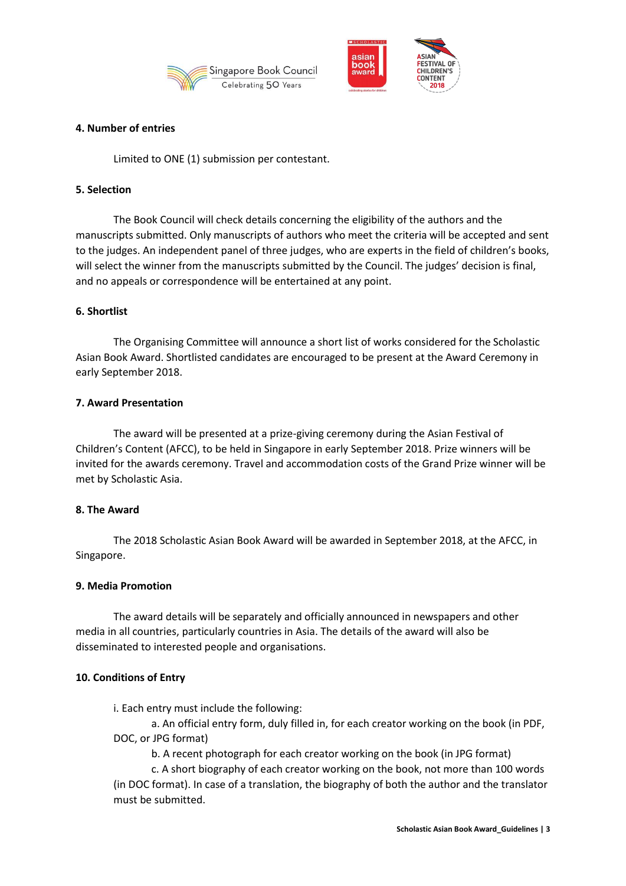**4. Number of entries**

Limited to ONE (1) submission per contestant.

**5. Selection**

The Book Council will check details concerning the eligibility of the authors and the manuscripts submitted. Only manuscripts of authors who meet the criteria will be accepted and sent to the judges. An independent panel of three judges, who are experts in the field of children's books, will select the winner from the manuscripts submitted by the Council. The judges' decision is final, and no appeals or correspondence will be entertained at any point.

**6. Shortlist**

The Organising Committee will announce a short list of works considered for the Scholastic Asian Book Award. Shortlisted candidates are encouraged to be present at the Award Ceremony in early September 2018.

**7. Award Presentation**

The award will be presented at a prize-giving ceremony during the Asian Festival of Children's Content (AFCC), to be held in Singapore in early September 2018. Prize winners will be invited for the awards ceremony. Travel and accommodation costs of the Grand Prize winner will be met by Scholastic Asia.

**8. The Award**

The 2018 Scholastic Asian Book Award will be awarded in September 2018, at the AFCC, in Singapore.

**9. Media Promotion**

The award details will be separately and officially announced in newspapers and other media in all countries, particularly countries in Asia. The details of the award will also be disseminated to interested people and organisations.

**10. Conditions of Entry**

i. Each entry must include the following:

a. An official entry form, duly filled in, for each creator working on the book (in PDF, DOC, or JPG format)

b. A recent photograph for each creator working on the book (in JPG format)

c. A short biography of each creator working on the book, not more than 100 words (in DOC format). In case of a translation, the biography of both the author and the translator must be submitted.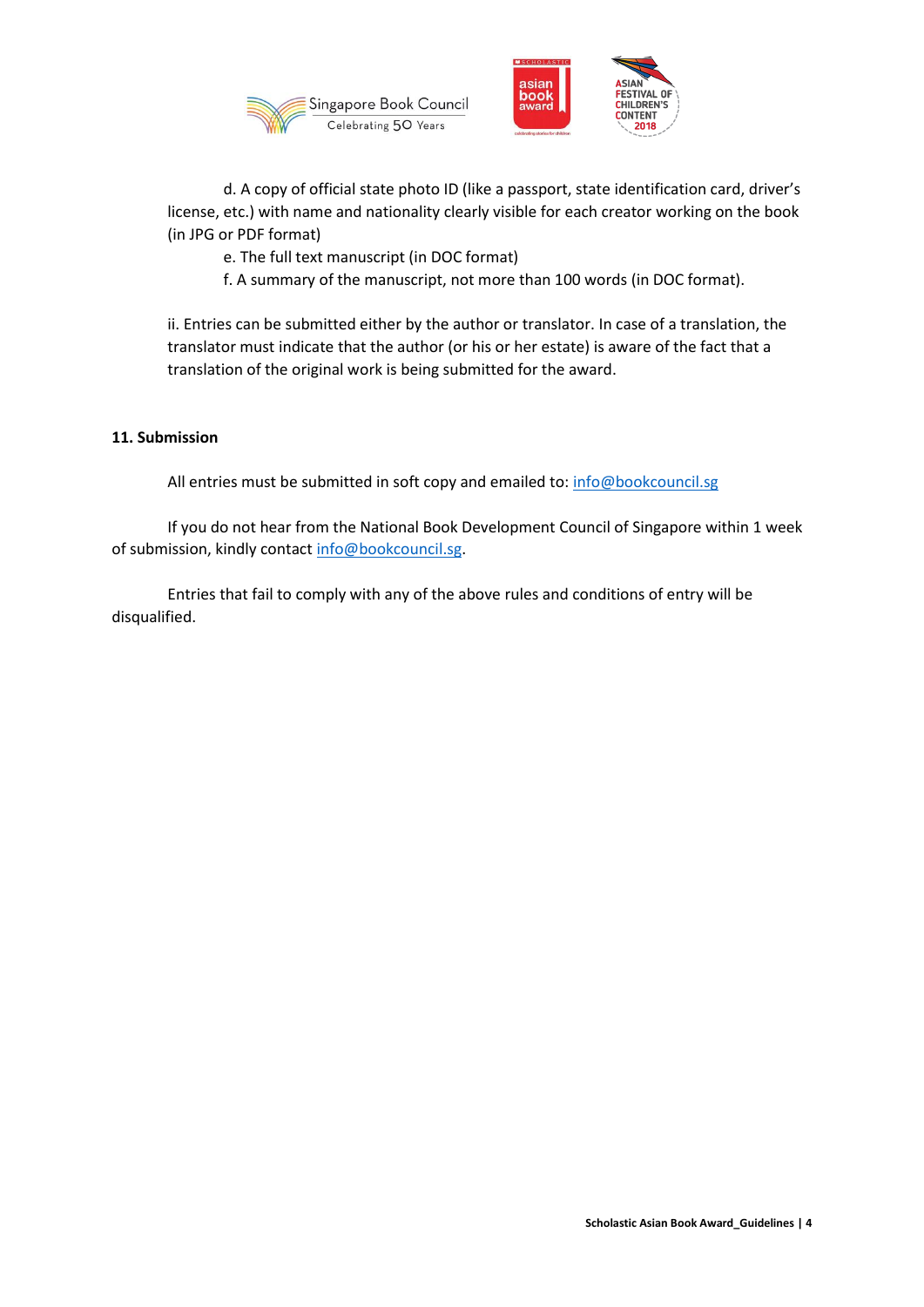d. A copy of official state photo ID (like a passport, state identification card, driver's license, etc.) with name and nationality clearly visible for each creator working on the book (in JPG or PDF format)

e. The full text manuscript (in DOC format)

f. A summary of the manuscript, not more than 100 words (in DOC format).

ii. Entries can be submitted either by the author or translator. In case of a translation, the translator must indicate that the author (or his or her estate) is aware of the fact that a translation of the original work is being submitted for the award.

**11. Submission**

All entries must be submitted in soft copy and emailed to: info@bookcouncil.sg

If you do not hear from the National Book Development Council of Singapore within 1 week of submission, kindly contact info@bookcouncil.sg.

Entries that fail to comply with any of the above rules and conditions of entry will be disqualified.